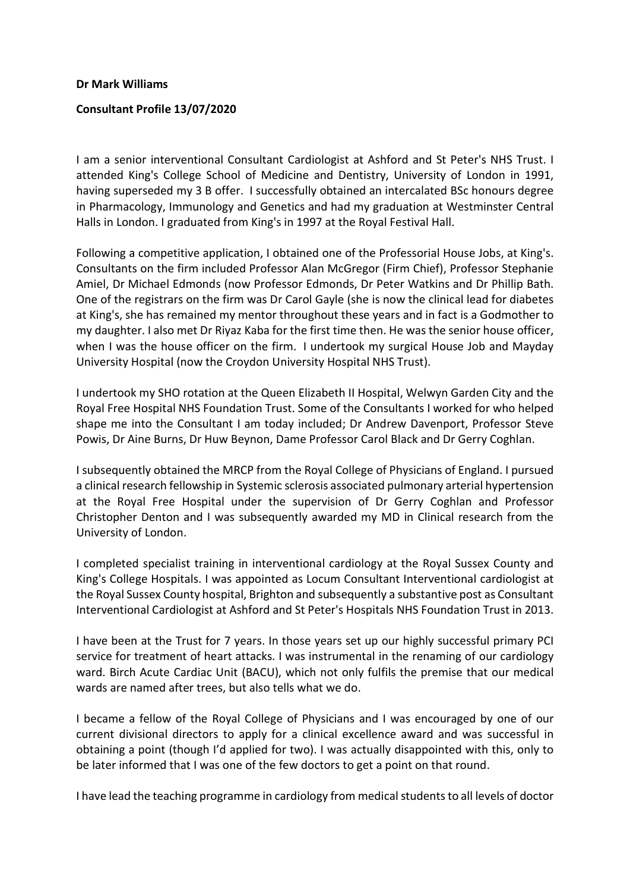**Dr Mark Williams**

**Consultant Profile 13/07/2020**

I am a senior interventional Consultant Cardiologist at Ashford and St Peter's NHS Trust. I attended King's College School of Medicine and Dentistry, University of London in 1991, having superseded my 3 B offer. I successfully obtained an intercalated BSc honours degree in Pharmacology, Immunology and Genetics and had my graduation at Westminster Central Halls in London. I graduated from King's in 1997 at the Royal Festival Hall.

Following a competitive application, I obtained one of the Professorial House Jobs, at King's. Consultants on the firm included Professor Alan McGregor (Firm Chief), Professor Stephanie Amiel, Dr Michael Edmonds (now Professor Edmonds, Dr Peter Watkins and Dr Phillip Bath. One of the registrars on the firm was Dr Carol Gayle (she is now the clinical lead for diabetes at King's, she has remained my mentor throughout these years and in fact is a Godmother to my daughter. I also met Dr Riyaz Kaba for the first time then. He was the senior house officer, when I was the house officer on the firm. I undertook my surgical House Job and Mayday University Hospital (now the Croydon University Hospital NHS Trust).

I undertook my SHO rotation at the Queen Elizabeth II Hospital, Welwyn Garden City and the Royal Free Hospital NHS Foundation Trust. Some of the Consultants I worked for who helped shape me into the Consultant I am today included; Dr Andrew Davenport, Professor Steve Powis, Dr Aine Burns, Dr Huw Beynon, Dame Professor Carol Black and Dr Gerry Coghlan.

I subsequently obtained the MRCP from the Royal College of Physicians of England. I pursued a clinical research fellowship in Systemic sclerosis associated pulmonary arterial hypertension at the Royal Free Hospital under the supervision of Dr Gerry Coghlan and Professor Christopher Denton and I was subsequently awarded my MD in Clinical research from the University of London.

I completed specialist training in interventional cardiology at the Royal Sussex County and King's College Hospitals. I was appointed as Locum Consultant Interventional cardiologist at the Royal Sussex County hospital, Brighton and subsequently a substantive post as Consultant Interventional Cardiologist at Ashford and St Peter's Hospitals NHS Foundation Trust in 2013.

I have been at the Trust for 7 years. In those years set up our highly successful primary PCI service for treatment of heart attacks. I was instrumental in the renaming of our cardiology ward. Birch Acute Cardiac Unit (BACU), which not only fulfils the premise that our medical wards are named after trees, but also tells what we do.

I became a fellow of the Royal College of Physicians and I was encouraged by one of our current divisional directors to apply for a clinical excellence award and was successful in obtaining a point (though I'd applied for two). I was actually disappointed with this, only to be later informed that I was one of the few doctors to get a point on that round.

I have lead the teaching programme in cardiology from medical students to all levels of doctor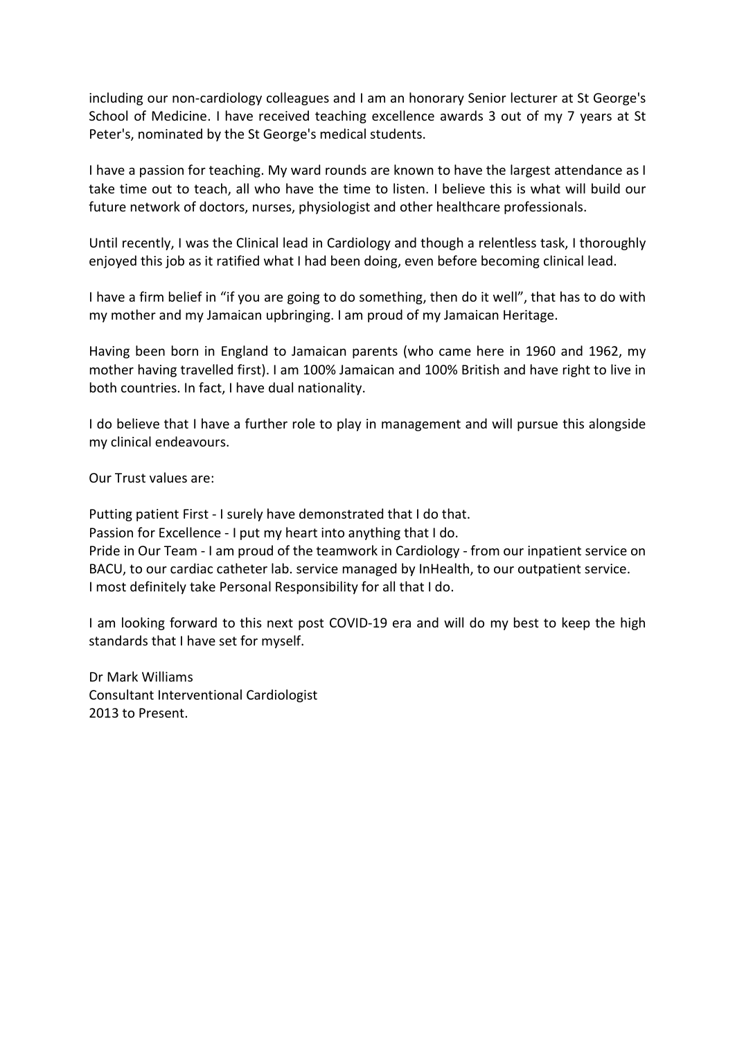including our non-cardiology colleagues and I am an honorary Senior lecturer at St George's School of Medicine. I have received teaching excellence awards 3 out of my 7 years at St Peter's, nominated by the St George's medical students.

I have a passion for teaching. My ward rounds are known to have the largest attendance as I take time out to teach, all who have the time to listen. I believe this is what will build our future network of doctors, nurses, physiologist and other healthcare professionals.

Until recently, I was the Clinical lead in Cardiology and though a relentless task, I thoroughly enjoyed this job as it ratified what I had been doing, even before becoming clinical lead.

I have a firm belief in "if you are going to do something, then do it well", that has to do with my mother and my Jamaican upbringing. I am proud of my Jamaican Heritage.

Having been born in England to Jamaican parents (who came here in 1960 and 1962, my mother having travelled first). I am 100% Jamaican and 100% British and have right to live in both countries. In fact, I have dual nationality.

I do believe that I have a further role to play in management and will pursue this alongside my clinical endeavours.

Our Trust values are:

Putting patient First - I surely have demonstrated that I do that.
Passion for Excellence - I put my heart into anything that I do.
Pride in Our Team - I am proud of the teamwork in Cardiology - from our inpatient service on BACU, to our cardiac catheter lab. service managed by InHealth, to our outpatient service.
I most definitely take Personal Responsibility for all that I do.

I am looking forward to this next post COVID-19 era and will do my best to keep the high standards that I have set for myself.

Dr Mark Williams
Consultant Interventional Cardiologist
2013 to Present.